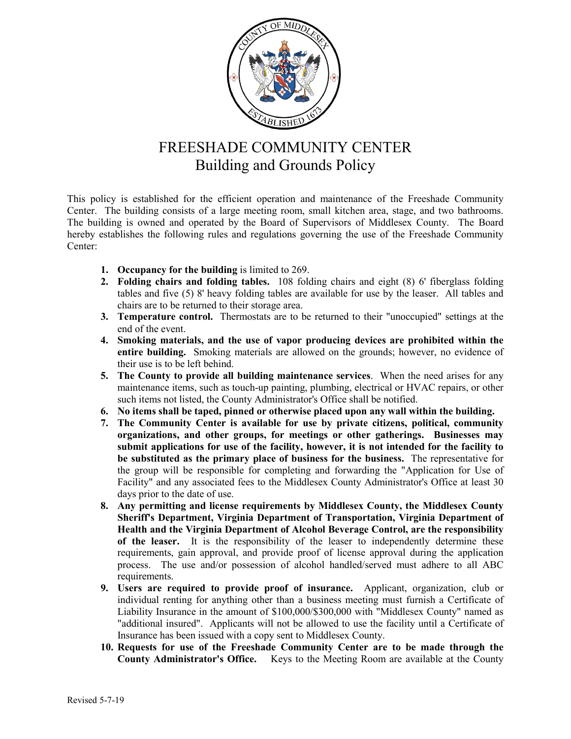# FREESHADE COMMUNITY CENTER
## Building and Grounds Policy

This policy is established for the efficient operation and maintenance of the Freeshade Community Center. The building consists of a large meeting room, small kitchen area, stage, and two bathrooms. The building is owned and operated by the Board of Supervisors of Middlesex County. The Board hereby establishes the following rules and regulations governing the use of the Freeshade Community Center:

1. **Occupancy for the building** is limited to 269.
2. **Folding chairs and folding tables.** 108 folding chairs and eight (8) 6' fiberglass folding tables and five (5) 8' heavy folding tables are available for use by the leaser. All tables and chairs are to be returned to their storage area.
3. **Temperature control.** Thermostats are to be returned to their "unoccupied" settings at the end of the event.
4. **Smoking materials, and the use of vapor producing devices are prohibited within the entire building.** Smoking materials are allowed on the grounds; however, no evidence of their use is to be left behind.
5. **The County to provide all building maintenance services**. When the need arises for any maintenance items, such as touch-up painting, plumbing, electrical or HVAC repairs, or other such items not listed, the County Administrator's Office shall be notified.
6. **No items shall be taped, pinned or otherwise placed upon any wall within the building.**
7. **The Community Center is available for use by private citizens, political, community organizations, and other groups, for meetings or other gatherings. Businesses may submit applications for use of the facility, however, it is not intended for the facility to be substituted as the primary place of business for the business.** The representative for the group will be responsible for completing and forwarding the "Application for Use of Facility" and any associated fees to the Middlesex County Administrator's Office at least 30 days prior to the date of use.
8. **Any permitting and license requirements by Middlesex County, the Middlesex County Sheriff's Department, Virginia Department of Transportation, Virginia Department of Health and the Virginia Department of Alcohol Beverage Control, are the responsibility of the leaser.** It is the responsibility of the leaser to independently determine these requirements, gain approval, and provide proof of license approval during the application process. The use and/or possession of alcohol handled/served must adhere to all ABC requirements.
9. **Users are required to provide proof of insurance.** Applicant, organization, club or individual renting for anything other than a business meeting must furnish a Certificate of Liability Insurance in the amount of $100,000/$300,000 with "Middlesex County" named as "additional insured". Applicants will not be allowed to use the facility until a Certificate of Insurance has been issued with a copy sent to Middlesex County.
10. **Requests for use of the Freeshade Community Center are to be made through the County Administrator's Office.** Keys to the Meeting Room are available at the County

Revised 5-7-19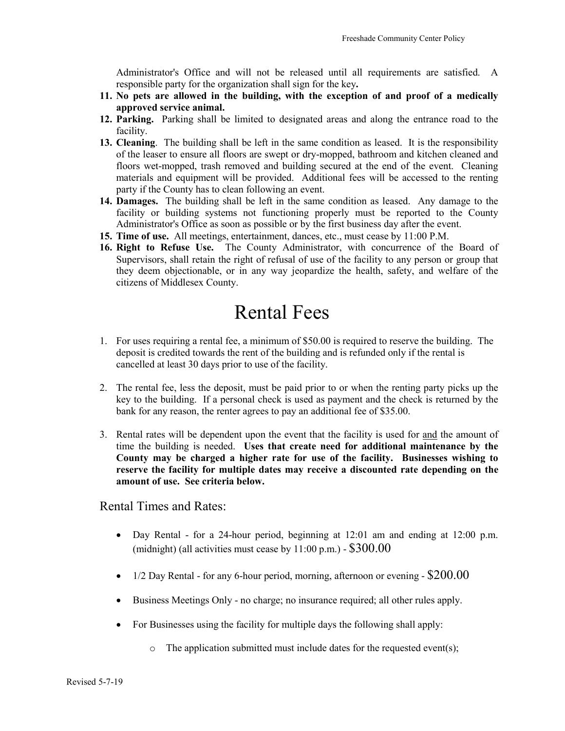Administrator's Office and will not be released until all requirements are satisfied. A responsible party for the organization shall sign for the key**.**

11. **No pets are allowed in the building, with the exception of and proof of a medically approved service animal.**
12. **Parking.** Parking shall be limited to designated areas and along the entrance road to the facility.
13. **Cleaning**. The building shall be left in the same condition as leased. It is the responsibility of the leaser to ensure all floors are swept or dry-mopped, bathroom and kitchen cleaned and floors wet-mopped, trash removed and building secured at the end of the event. Cleaning materials and equipment will be provided. Additional fees will be accessed to the renting party if the County has to clean following an event.
14. **Damages.** The building shall be left in the same condition as leased. Any damage to the facility or building systems not functioning properly must be reported to the County Administrator's Office as soon as possible or by the first business day after the event.
15. **Time of use.** All meetings, entertainment, dances, etc., must cease by 11:00 P.M.
16. **Right to Refuse Use.** The County Administrator, with concurrence of the Board of Supervisors, shall retain the right of refusal of use of the facility to any person or group that they deem objectionable, or in any way jeopardize the health, safety, and welfare of the citizens of Middlesex County.

# Rental Fees

1. For uses requiring a rental fee, a minimum of $50.00 is required to reserve the building. The deposit is credited towards the rent of the building and is refunded only if the rental is cancelled at least 30 days prior to use of the facility.

2. The rental fee, less the deposit, must be paid prior to or when the renting party picks up the key to the building. If a personal check is used as payment and the check is returned by the bank for any reason, the renter agrees to pay an additional fee of $35.00.

3. Rental rates will be dependent upon the event that the facility is used for and the amount of time the building is needed. **Uses that create need for additional maintenance by the County may be charged a higher rate for use of the facility. Businesses wishing to reserve the facility for multiple dates may receive a discounted rate depending on the amount of use. See criteria below.**

## Rental Times and Rates:

- Day Rental - for a 24-hour period, beginning at 12:01 am and ending at 12:00 p.m. (midnight) (all activities must cease by 11:00 p.m.) - $300.00
- 1/2 Day Rental - for any 6-hour period, morning, afternoon or evening - $200.00
- Business Meetings Only - no charge; no insurance required; all other rules apply.
- For Businesses using the facility for multiple days the following shall apply:
  - The application submitted must include dates for the requested event(s);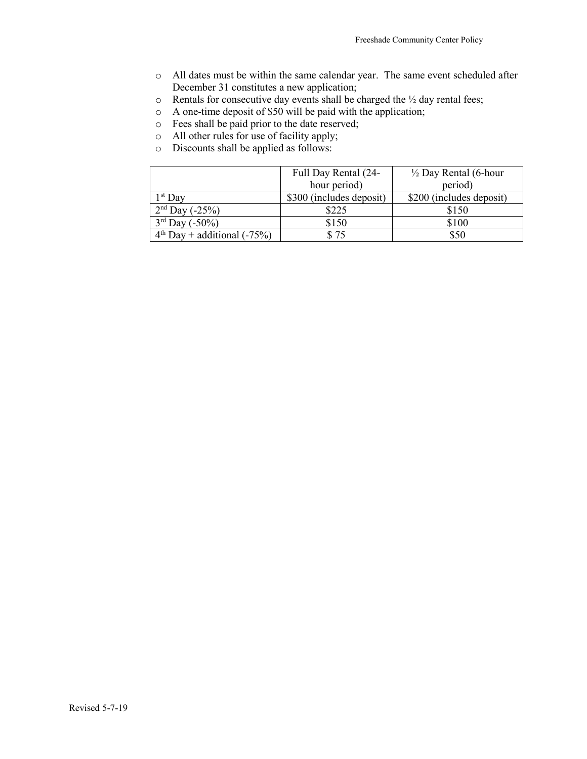- All dates must be within the same calendar year. The same event scheduled after December 31 constitutes a new application;
- Rentals for consecutive day events shall be charged the ½ day rental fees;
- A one-time deposit of $50 will be paid with the application;
- Fees shall be paid prior to the date reserved;
- All other rules for use of facility apply;
- Discounts shall be applied as follows:

| | Full Day Rental (24-hour period) | ½ Day Rental (6-hour period) |
|---|---|---|
| 1st Day | $300 (includes deposit) | $200 (includes deposit) |
| 2nd Day (-25%) | $225 | $150 |
| 3rd Day (-50%) | $150 | $100 |
| 4th Day + additional (-75%) | $ 75 | $50 |